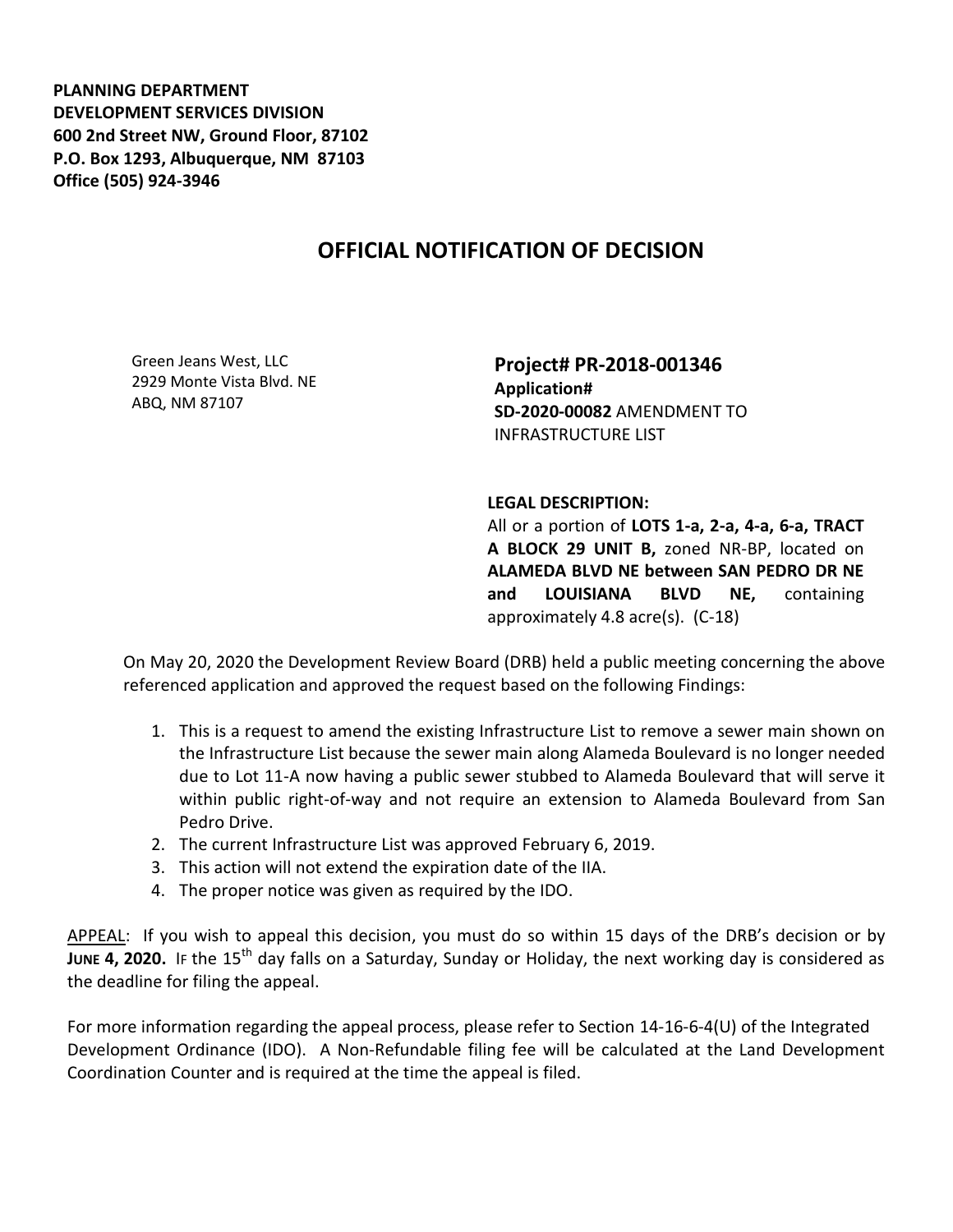**PLANNING DEPARTMENT**
**DEVELOPMENT SERVICES DIVISION**
**600 2nd Street NW, Ground Floor, 87102**
**P.O. Box 1293, Albuquerque, NM 87103**
**Office (505) 924-3946**

# OFFICIAL NOTIFICATION OF DECISION

Green Jeans West, LLC
2929 Monte Vista Blvd. NE
ABQ, NM 87107

**Project# PR-2018-001346**
**Application#**
**SD-2020-00082** AMENDMENT TO INFRASTRUCTURE LIST

**LEGAL DESCRIPTION:**
All or a portion of **LOTS 1-a, 2-a, 4-a, 6-a, TRACT A BLOCK 29 UNIT B,** zoned NR-BP, located on **ALAMEDA BLVD NE between SAN PEDRO DR NE and LOUISIANA BLVD NE,** containing approximately 4.8 acre(s). (C-18)

On May 20, 2020 the Development Review Board (DRB) held a public meeting concerning the above referenced application and approved the request based on the following Findings:

1. This is a request to amend the existing Infrastructure List to remove a sewer main shown on the Infrastructure List because the sewer main along Alameda Boulevard is no longer needed due to Lot 11-A now having a public sewer stubbed to Alameda Boulevard that will serve it within public right-of-way and not require an extension to Alameda Boulevard from San Pedro Drive.
2. The current Infrastructure List was approved February 6, 2019.
3. This action will not extend the expiration date of the IIA.
4. The proper notice was given as required by the IDO.

APPEAL: If you wish to appeal this decision, you must do so within 15 days of the DRB's decision or by **JUNE 4, 2020.** IF the 15th day falls on a Saturday, Sunday or Holiday, the next working day is considered as the deadline for filing the appeal.

For more information regarding the appeal process, please refer to Section 14-16-6-4(U) of the Integrated Development Ordinance (IDO). A Non-Refundable filing fee will be calculated at the Land Development Coordination Counter and is required at the time the appeal is filed.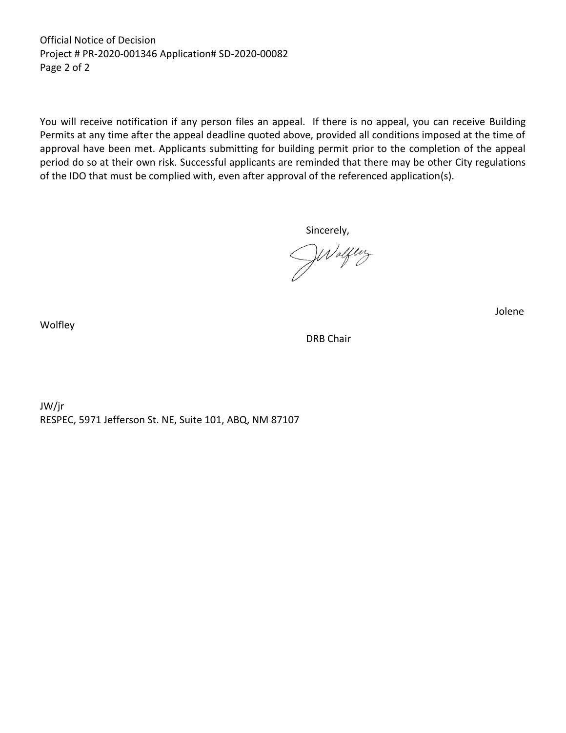You will receive notification if any person files an appeal. If there is no appeal, you can receive Building Permits at any time after the appeal deadline quoted above, provided all conditions imposed at the time of approval have been met. Applicants submitting for building permit prior to the completion of the appeal period do so at their own risk. Successful applicants are reminded that there may be other City regulations of the IDO that must be complied with, even after approval of the referenced application(s).

Sincerely,

Jolene Wolfley

DRB Chair

JW/jr

RESPEC, 5971 Jefferson St. NE, Suite 101, ABQ, NM 87107